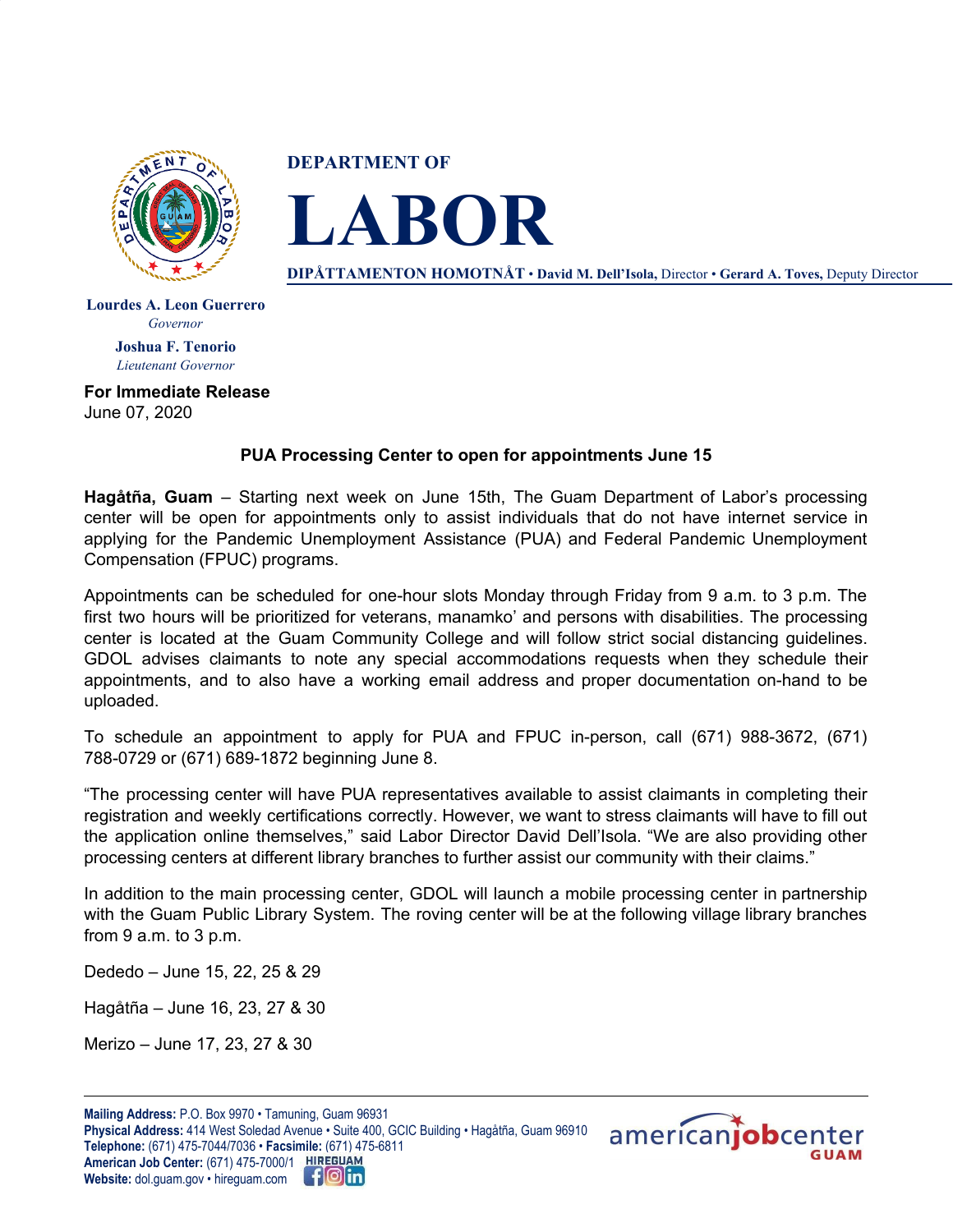**DEPARTMENT OF**

# LABOR

**DIPÅTTAMENTON HOMOTNÅT** • **David M. Dell'Isola,** Director • **Gerard A. Toves,** Deputy Director

**Lourdes A. Leon Guerrero**
*Governor*

**Joshua F. Tenorio**
*Lieutenant Governor*

**For Immediate Release**
June 07, 2020

**PUA Processing Center to open for appointments June 15**

**Hagåtña, Guam** – Starting next week on June 15th, The Guam Department of Labor's processing center will be open for appointments only to assist individuals that do not have internet service in applying for the Pandemic Unemployment Assistance (PUA) and Federal Pandemic Unemployment Compensation (FPUC) programs.

Appointments can be scheduled for one-hour slots Monday through Friday from 9 a.m. to 3 p.m. The first two hours will be prioritized for veterans, manamko' and persons with disabilities. The processing center is located at the Guam Community College and will follow strict social distancing guidelines. GDOL advises claimants to note any special accommodations requests when they schedule their appointments, and to also have a working email address and proper documentation on-hand to be uploaded.

To schedule an appointment to apply for PUA and FPUC in-person, call (671) 988-3672, (671) 788-0729 or (671) 689-1872 beginning June 8.

"The processing center will have PUA representatives available to assist claimants in completing their registration and weekly certifications correctly. However, we want to stress claimants will have to fill out the application online themselves," said Labor Director David Dell'Isola. "We are also providing other processing centers at different library branches to further assist our community with their claims."

In addition to the main processing center, GDOL will launch a mobile processing center in partnership with the Guam Public Library System. The roving center will be at the following village library branches from 9 a.m. to 3 p.m.

Dededo – June 15, 22, 25 & 29

Hagåtña – June 16, 23, 27 & 30

Merizo – June 17, 23, 27 & 30

**Mailing Address:** P.O. Box 9970 • Tamuning, Guam 96931
**Physical Address:** 414 West Soledad Avenue • Suite 400, GCIC Building • Hagåtña, Guam 96910
**Telephone:** (671) 475-7044/7036 • **Facsimile:** (671) 475-6811
**American Job Center:** (671) 475-7000/1 HIREGUAM
**Website:** dol.guam.gov • hireguam.com

americanjobcenter GUAM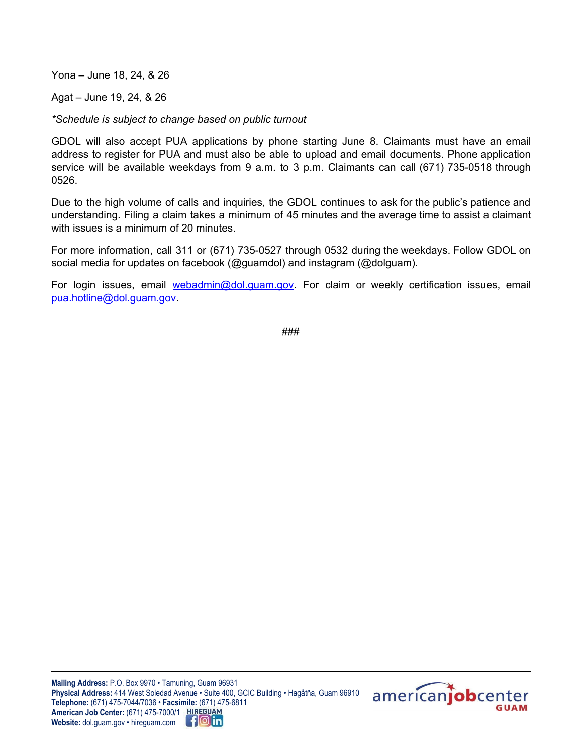Yona – June 18, 24, & 26

Agat – June 19, 24, & 26

*\*Schedule is subject to change based on public turnout*

GDOL will also accept PUA applications by phone starting June 8. Claimants must have an email address to register for PUA and must also be able to upload and email documents. Phone application service will be available weekdays from 9 a.m. to 3 p.m. Claimants can call (671) 735-0518 through 0526.

Due to the high volume of calls and inquiries, the GDOL continues to ask for the public's patience and understanding. Filing a claim takes a minimum of 45 minutes and the average time to assist a claimant with issues is a minimum of 20 minutes.

For more information, call 311 or (671) 735-0527 through 0532 during the weekdays. Follow GDOL on social media for updates on facebook (@guamdol) and instagram (@dolguam).

For login issues, email webadmin@dol.guam.gov. For claim or weekly certification issues, email pua.hotline@dol.guam.gov.

###

**Mailing Address:** P.O. Box 9970 • Tamuning, Guam 96931
**Physical Address:** 414 West Soledad Avenue • Suite 400, GCIC Building • Hagåtña, Guam 96910
**Telephone:** (671) 475-7044/7036 • **Facsimile:** (671) 475-6811
**American Job Center:** (671) 475-7000/1 HIREGUAM
**Website:** dol.guam.gov • hireguam.com

americanjobcenter GUAM